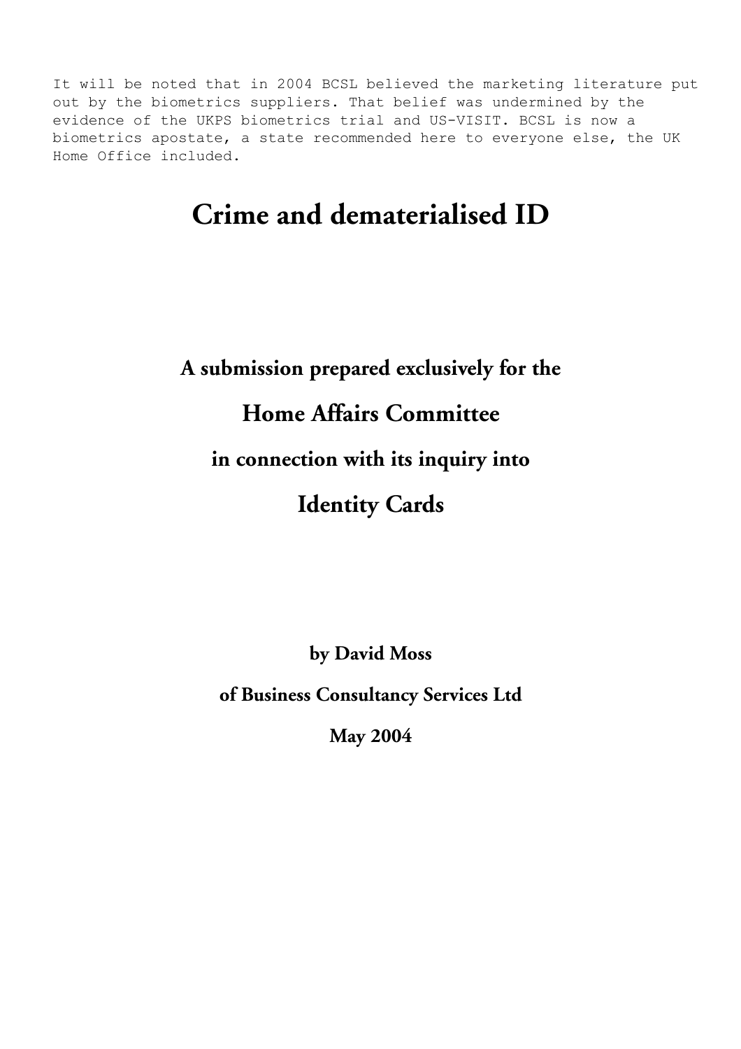It will be noted that in 2004 BCSL believed the marketing literature put out by the biometrics suppliers. That belief was undermined by the evidence of the UKPS biometrics trial and US-VISIT. BCSL is now a biometrics apostate, a state recommended here to everyone else, the UK Home Office included.

# Crime and dematerialised ID

**A submission prepared exclusively for the**

**Home Affairs Committee**

**in connection with its inquiry into**

**Identity Cards**

**by David Moss**

**of Business Consultancy Services Ltd**

**May 2004**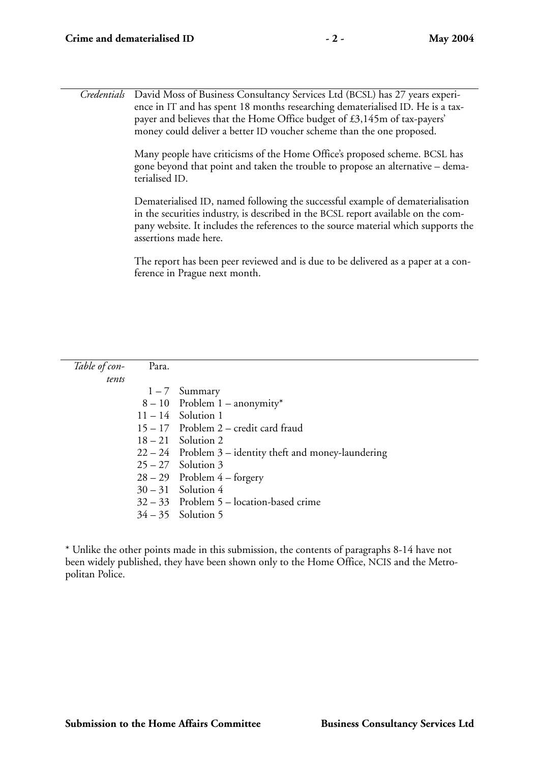*Credentials* David Moss of Business Consultancy Services Ltd (BCSL) has 27 years experience in IT and has spent 18 months researching dematerialised ID. He is a tax-payer and believes that the Home Office budget of £3,145m of tax-payers' money could deliver a better ID voucher scheme than the one proposed.

Many people have criticisms of the Home Office's proposed scheme. BCSL has gone beyond that point and taken the trouble to propose an alternative – dematerialised ID.

Dematerialised ID, named following the successful example of dematerialisation in the securities industry, is described in the BCSL report available on the company website. It includes the references to the source material which supports the assertions made here.

The report has been peer reviewed and is due to be delivered as a paper at a conference in Prague next month.

*Table of contents*

| Para. | |
|---|---|
| 1 – 7 | Summary |
| 8 – 10 | Problem 1 – anonymity* |
| 11 – 14 | Solution 1 |
| 15 – 17 | Problem 2 – credit card fraud |
| 18 – 21 | Solution 2 |
| 22 – 24 | Problem 3 – identity theft and money-laundering |
| 25 – 27 | Solution 3 |
| 28 – 29 | Problem 4 – forgery |
| 30 – 31 | Solution 4 |
| 32 – 33 | Problem 5 – location-based crime |
| 34 – 35 | Solution 5 |

* Unlike the other points made in this submission, the contents of paragraphs 8-14 have not been widely published, they have been shown only to the Home Office, NCIS and the Metropolitan Police.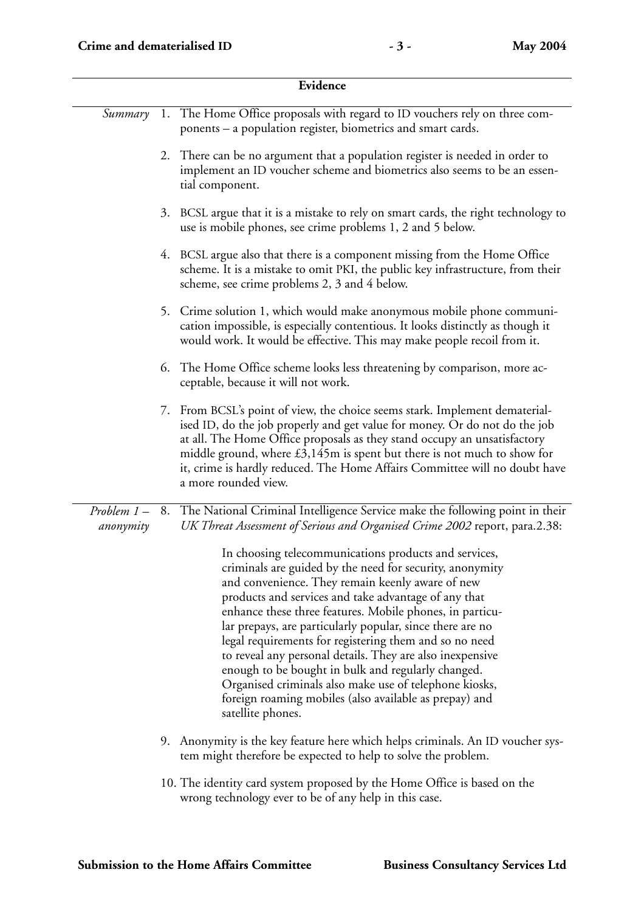## Evidence

*Summary*

1. The Home Office proposals with regard to ID vouchers rely on three components – a population register, biometrics and smart cards.

2. There can be no argument that a population register is needed in order to implement an ID voucher scheme and biometrics also seems to be an essential component.

3. BCSL argue that it is a mistake to rely on smart cards, the right technology to use is mobile phones, see crime problems 1, 2 and 5 below.

4. BCSL argue also that there is a component missing from the Home Office scheme. It is a mistake to omit PKI, the public key infrastructure, from their scheme, see crime problems 2, 3 and 4 below.

5. Crime solution 1, which would make anonymous mobile phone communication impossible, is especially contentious. It looks distinctly as though it would work. It would be effective. This may make people recoil from it.

6. The Home Office scheme looks less threatening by comparison, more acceptable, because it will not work.

7. From BCSL's point of view, the choice seems stark. Implement dematerialised ID, do the job properly and get value for money. Or do not do the job at all. The Home Office proposals as they stand occupy an unsatisfactory middle ground, where £3,145m is spent but there is not much to show for it, crime is hardly reduced. The Home Affairs Committee will no doubt have a more rounded view.

*Problem 1 – anonymity*

8. The National Criminal Intelligence Service make the following point in their *UK Threat Assessment of Serious and Organised Crime 2002* report, para.2.38:

   > In choosing telecommunications products and services, criminals are guided by the need for security, anonymity and convenience. They remain keenly aware of new products and services and take advantage of any that enhance these three features. Mobile phones, in particular prepays, are particularly popular, since there are no legal requirements for registering them and so no need to reveal any personal details. They are also inexpensive enough to be bought in bulk and regularly changed. Organised criminals also make use of telephone kiosks, foreign roaming mobiles (also available as prepay) and satellite phones.

9. Anonymity is the key feature here which helps criminals. An ID voucher system might therefore be expected to help to solve the problem.

10. The identity card system proposed by the Home Office is based on the wrong technology ever to be of any help in this case.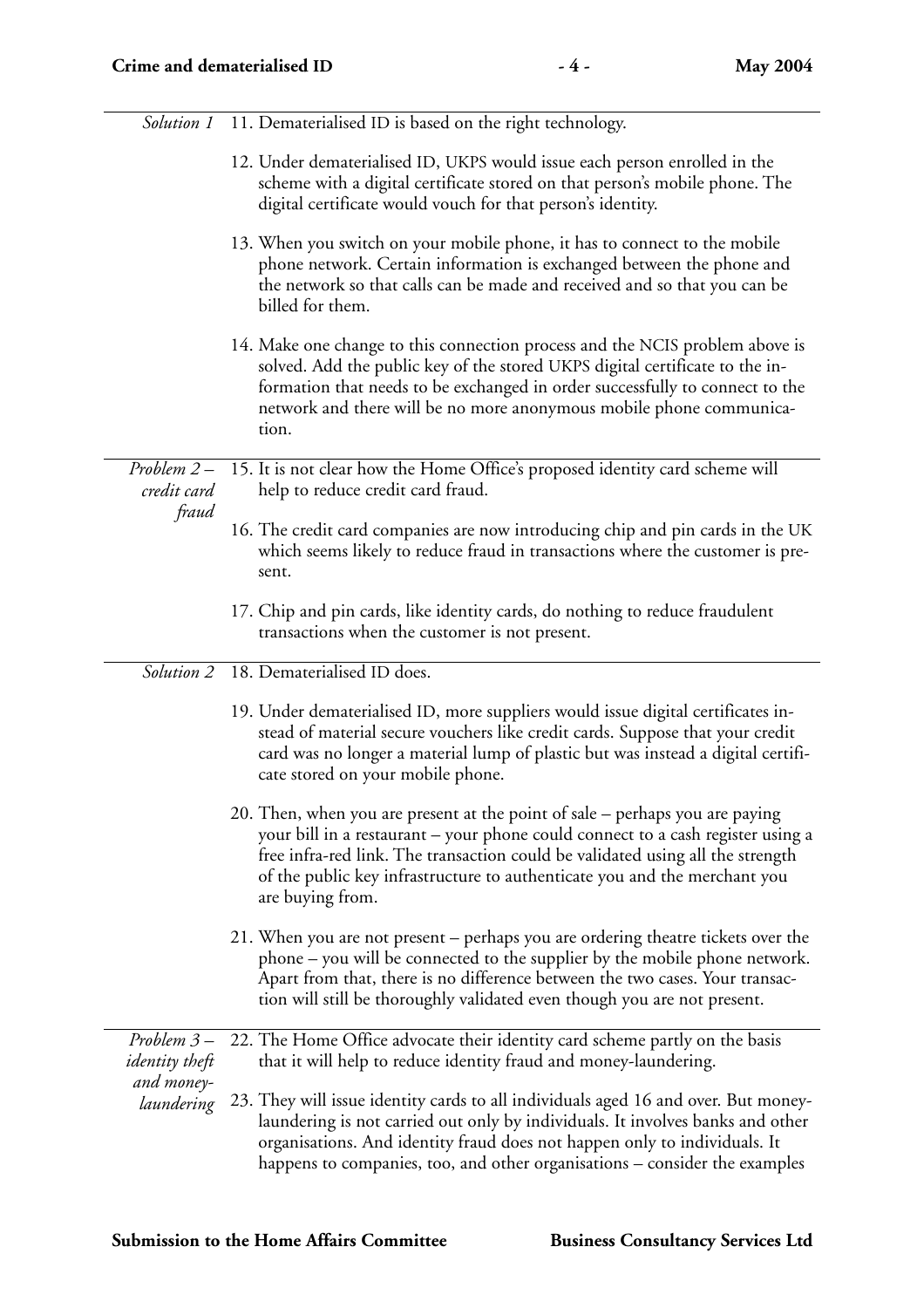*Solution 1*

11. Dematerialised ID is based on the right technology.

12. Under dematerialised ID, UKPS would issue each person enrolled in the scheme with a digital certificate stored on that person's mobile phone. The digital certificate would vouch for that person's identity.

13. When you switch on your mobile phone, it has to connect to the mobile phone network. Certain information is exchanged between the phone and the network so that calls can be made and received and so that you can be billed for them.

14. Make one change to this connection process and the NCIS problem above is solved. Add the public key of the stored UKPS digital certificate to the information that needs to be exchanged in order successfully to connect to the network and there will be no more anonymous mobile phone communication.

*Problem 2 – credit card fraud*

15. It is not clear how the Home Office's proposed identity card scheme will help to reduce credit card fraud.

16. The credit card companies are now introducing chip and pin cards in the UK which seems likely to reduce fraud in transactions where the customer is present.

17. Chip and pin cards, like identity cards, do nothing to reduce fraudulent transactions when the customer is not present.

*Solution 2*

18. Dematerialised ID does.

19. Under dematerialised ID, more suppliers would issue digital certificates instead of material secure vouchers like credit cards. Suppose that your credit card was no longer a material lump of plastic but was instead a digital certificate stored on your mobile phone.

20. Then, when you are present at the point of sale – perhaps you are paying your bill in a restaurant – your phone could connect to a cash register using a free infra-red link. The transaction could be validated using all the strength of the public key infrastructure to authenticate you and the merchant you are buying from.

21. When you are not present – perhaps you are ordering theatre tickets over the phone – you will be connected to the supplier by the mobile phone network. Apart from that, there is no difference between the two cases. Your transaction will still be thoroughly validated even though you are not present.

*Problem 3 – identity theft and money-laundering*

22. The Home Office advocate their identity card scheme partly on the basis that it will help to reduce identity fraud and money-laundering.

23. They will issue identity cards to all individuals aged 16 and over. But money-laundering is not carried out only by individuals. It involves banks and other organisations. And identity fraud does not happen only to individuals. It happens to companies, too, and other organisations – consider the examples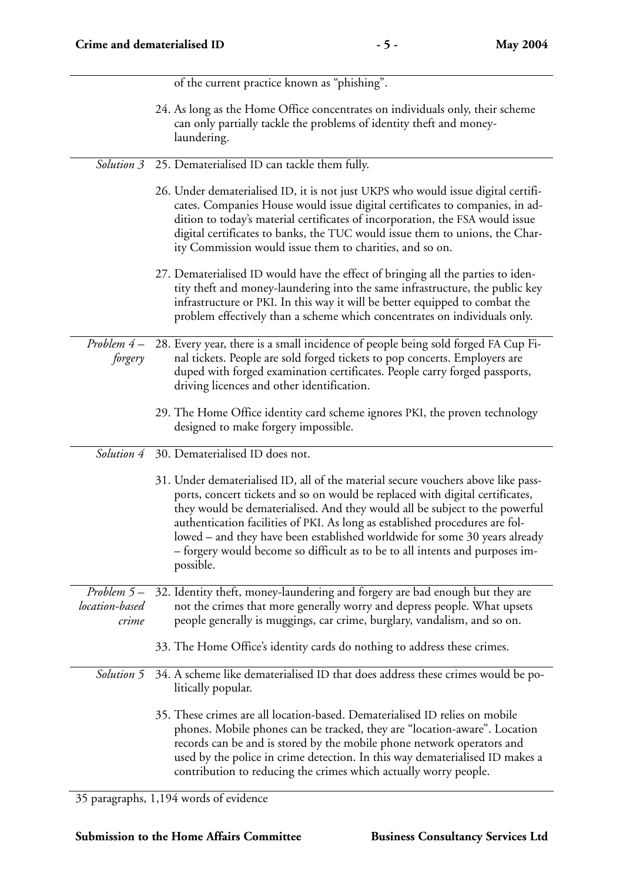of the current practice known as "phishing".

24. As long as the Home Office concentrates on individuals only, their scheme can only partially tackle the problems of identity theft and money-laundering.

*Solution 3*

25. Dematerialised ID can tackle them fully.

26. Under dematerialised ID, it is not just UKPS who would issue digital certificates. Companies House would issue digital certificates to companies, in addition to today's material certificates of incorporation, the FSA would issue digital certificates to banks, the TUC would issue them to unions, the Charity Commission would issue them to charities, and so on.

27. Dematerialised ID would have the effect of bringing all the parties to identity theft and money-laundering into the same infrastructure, the public key infrastructure or PKI. In this way it will be better equipped to combat the problem effectively than a scheme which concentrates on individuals only.

*Problem 4 – forgery*

28. Every year, there is a small incidence of people being sold forged FA Cup Final tickets. People are sold forged tickets to pop concerts. Employers are duped with forged examination certificates. People carry forged passports, driving licences and other identification.

29. The Home Office identity card scheme ignores PKI, the proven technology designed to make forgery impossible.

*Solution 4*

30. Dematerialised ID does not.

31. Under dematerialised ID, all of the material secure vouchers above like passports, concert tickets and so on would be replaced with digital certificates, they would be dematerialised. And they would all be subject to the powerful authentication facilities of PKI. As long as established procedures are followed – and they have been established worldwide for some 30 years already – forgery would become so difficult as to be to all intents and purposes impossible.

*Problem 5 – location-based crime*

32. Identity theft, money-laundering and forgery are bad enough but they are not the crimes that more generally worry and depress people. What upsets people generally is muggings, car crime, burglary, vandalism, and so on.

33. The Home Office's identity cards do nothing to address these crimes.

*Solution 5*

34. A scheme like dematerialised ID that does address these crimes would be politically popular.

35. These crimes are all location-based. Dematerialised ID relies on mobile phones. Mobile phones can be tracked, they are "location-aware". Location records can be and is stored by the mobile phone network operators and used by the police in crime detection. In this way dematerialised ID makes a contribution to reducing the crimes which actually worry people.

35 paragraphs, 1,194 words of evidence